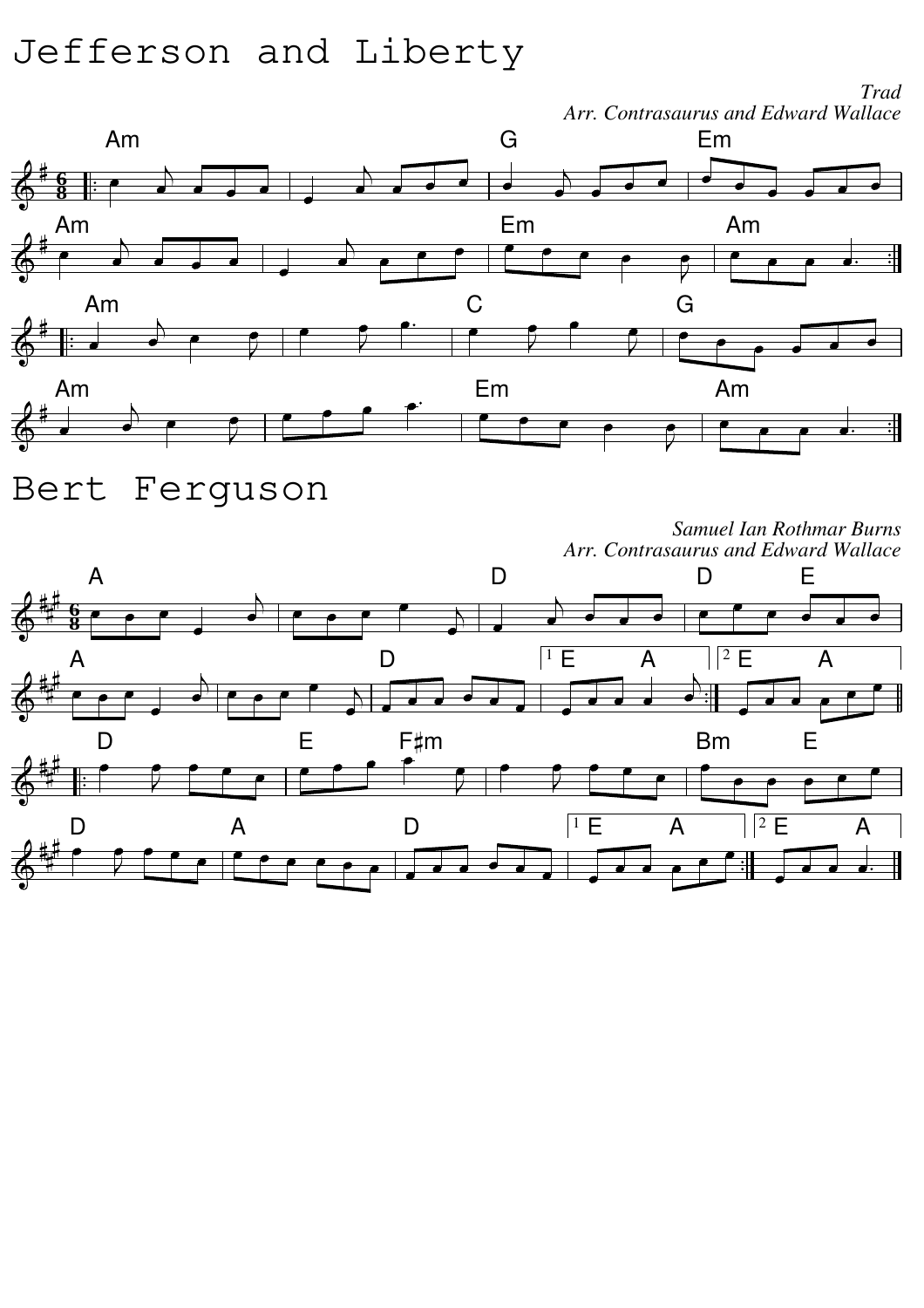# Jefferson and Liberty

*Trad*
*Arr. Contrasaurus and Edward Wallace*

# Bert Ferguson

*Samuel Ian Rothmar Burns*
*Arr. Contrasaurus and Edward Wallace*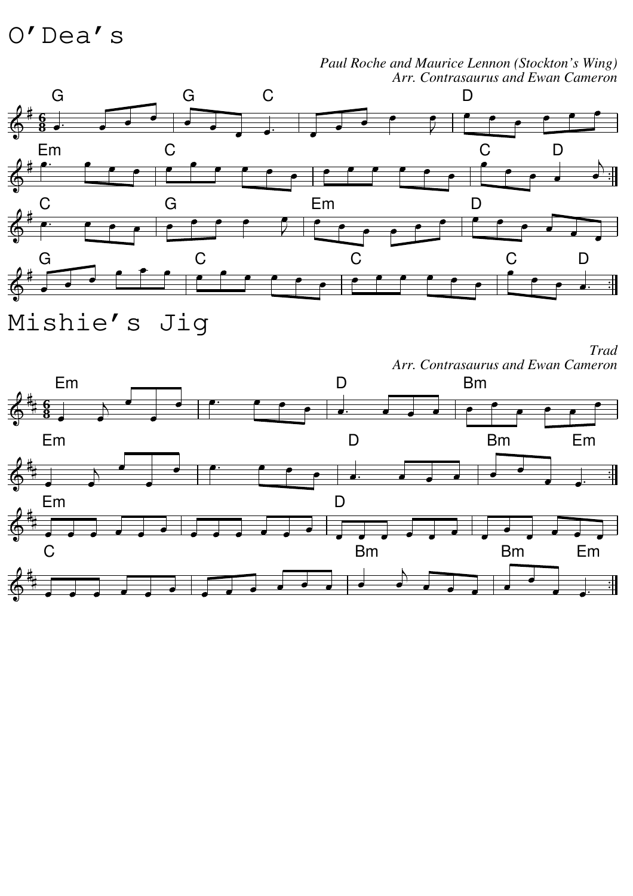# O'Dea's

*Paul Roche and Maurice Lennon (Stockton's Wing)*
*Arr. Contrasaurus and Ewan Cameron*

# Mishie's Jig

*Trad*
*Arr. Contrasaurus and Ewan Cameron*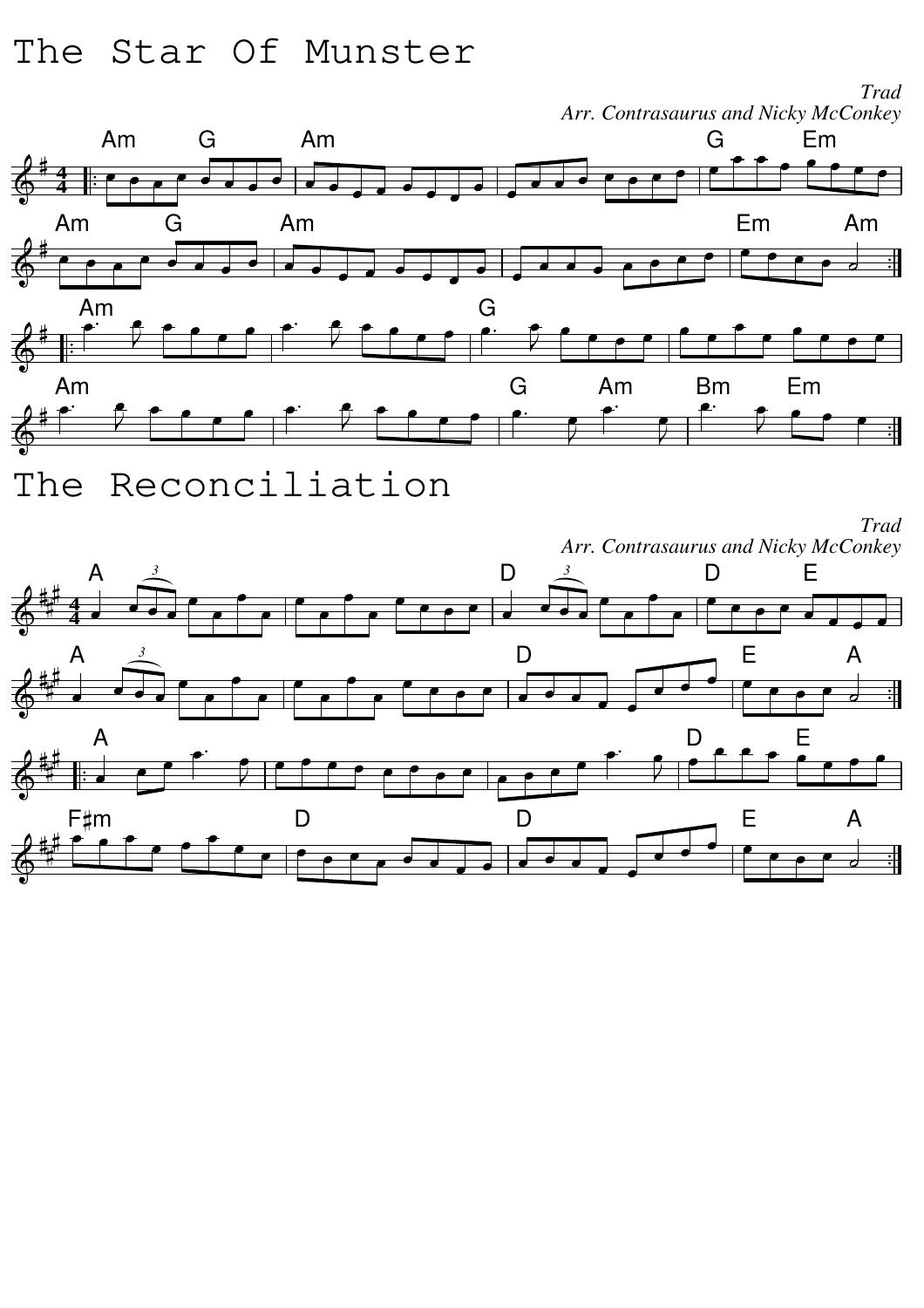# The Star Of Munster

*Trad*
*Arr. Contrasaurus and Nicky McConkey*

# The Reconciliation

*Trad*
*Arr. Contrasaurus and Nicky McConkey*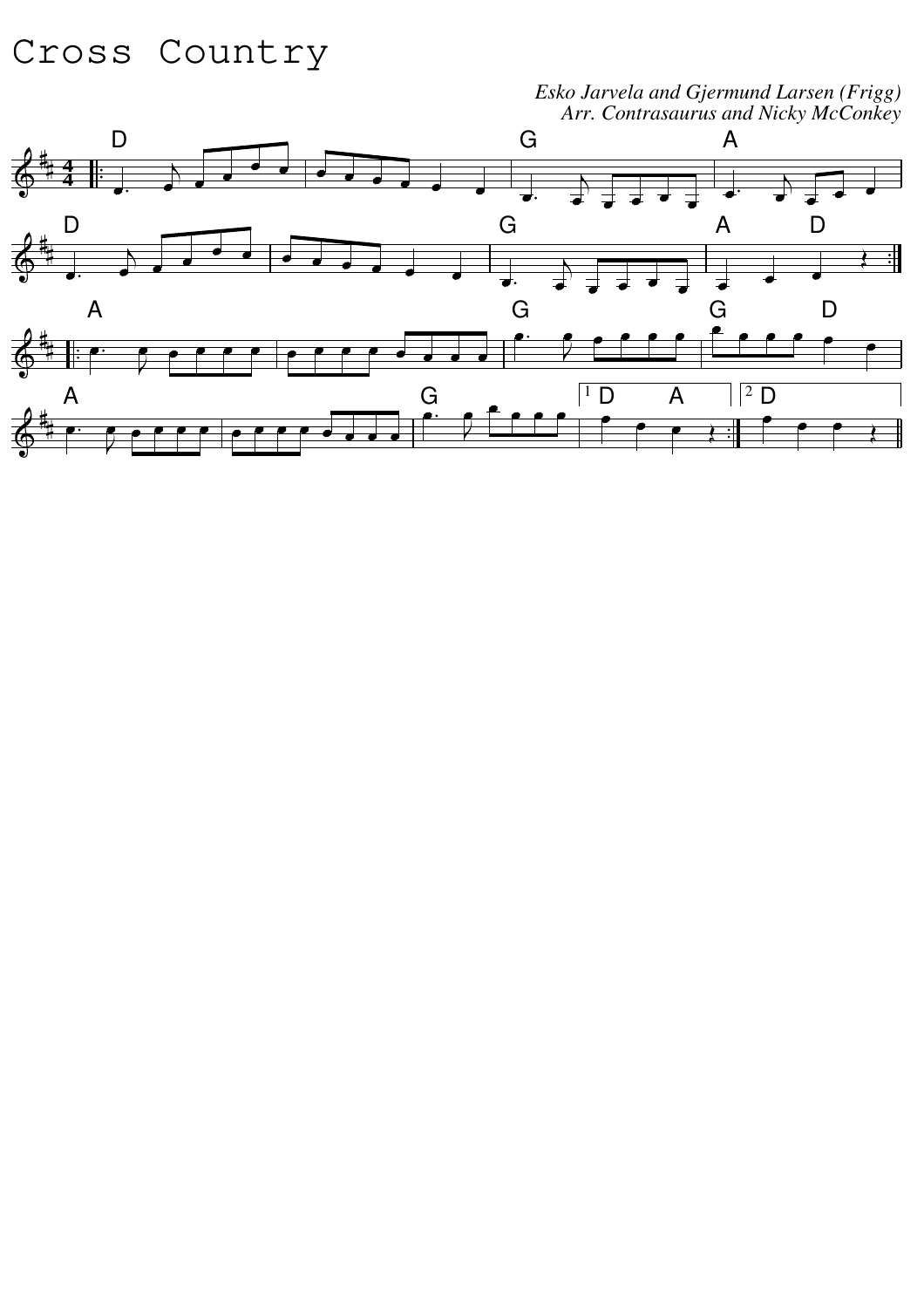# Cross Country

*Esko Jarvela and Gjermund Larsen (Frigg)*
*Arr. Contrasaurus and Nicky McConkey*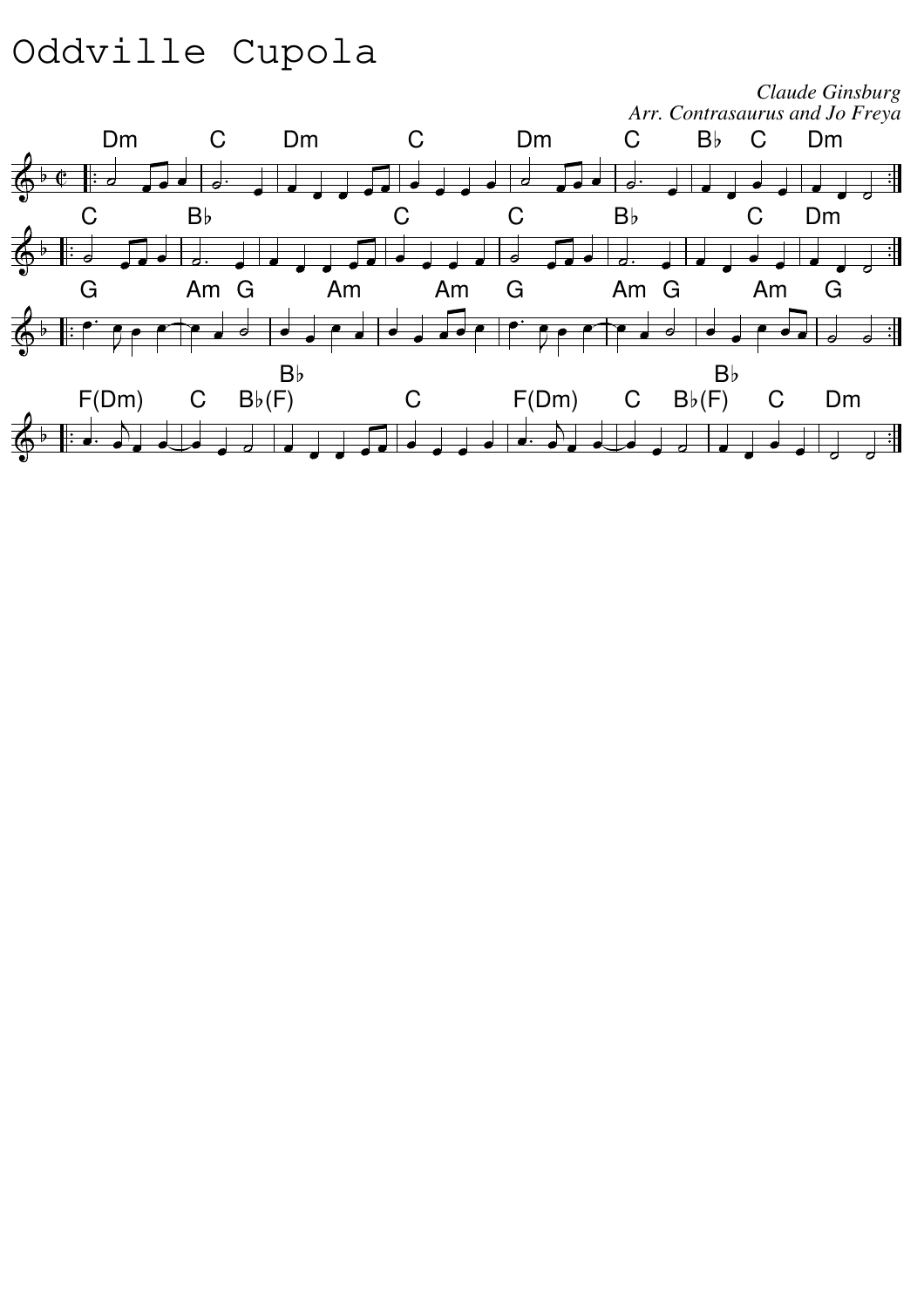# Oddville Cupola

*Claude Ginsburg*
*Arr. Contrasaurus and Jo Freya*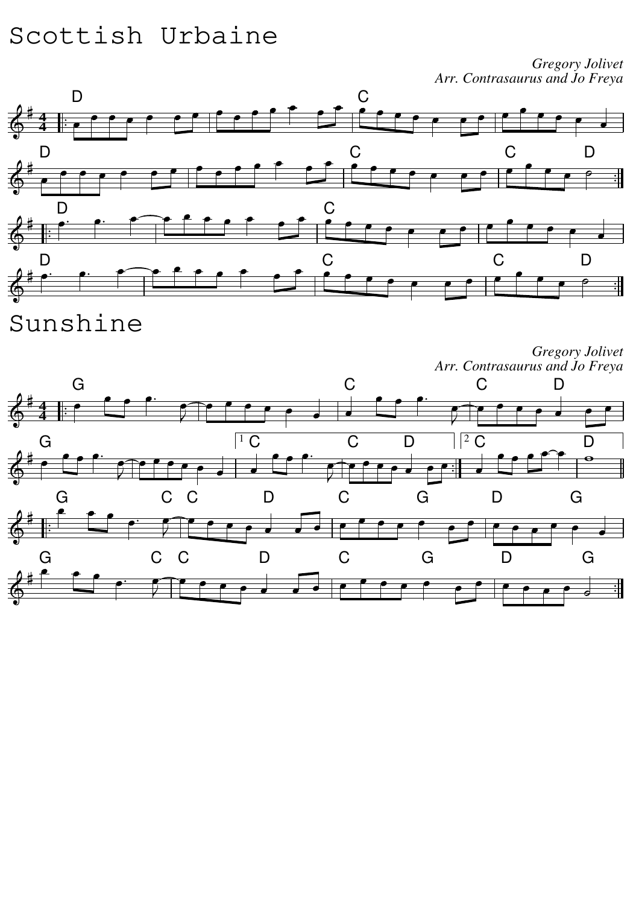# Scottish Urbaine

*Gregory Jolivet*
*Arr. Contrasaurus and Jo Freya*

# Sunshine

*Gregory Jolivet*
*Arr. Contrasaurus and Jo Freya*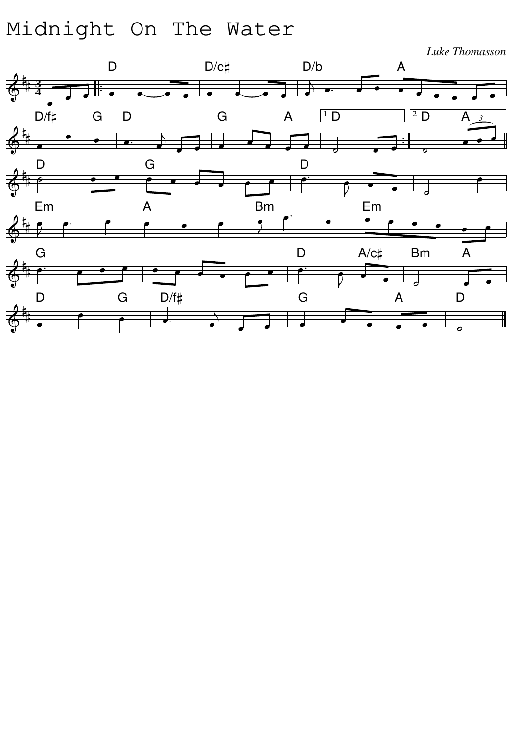# Midnight On The Water

*Luke Thomasson*